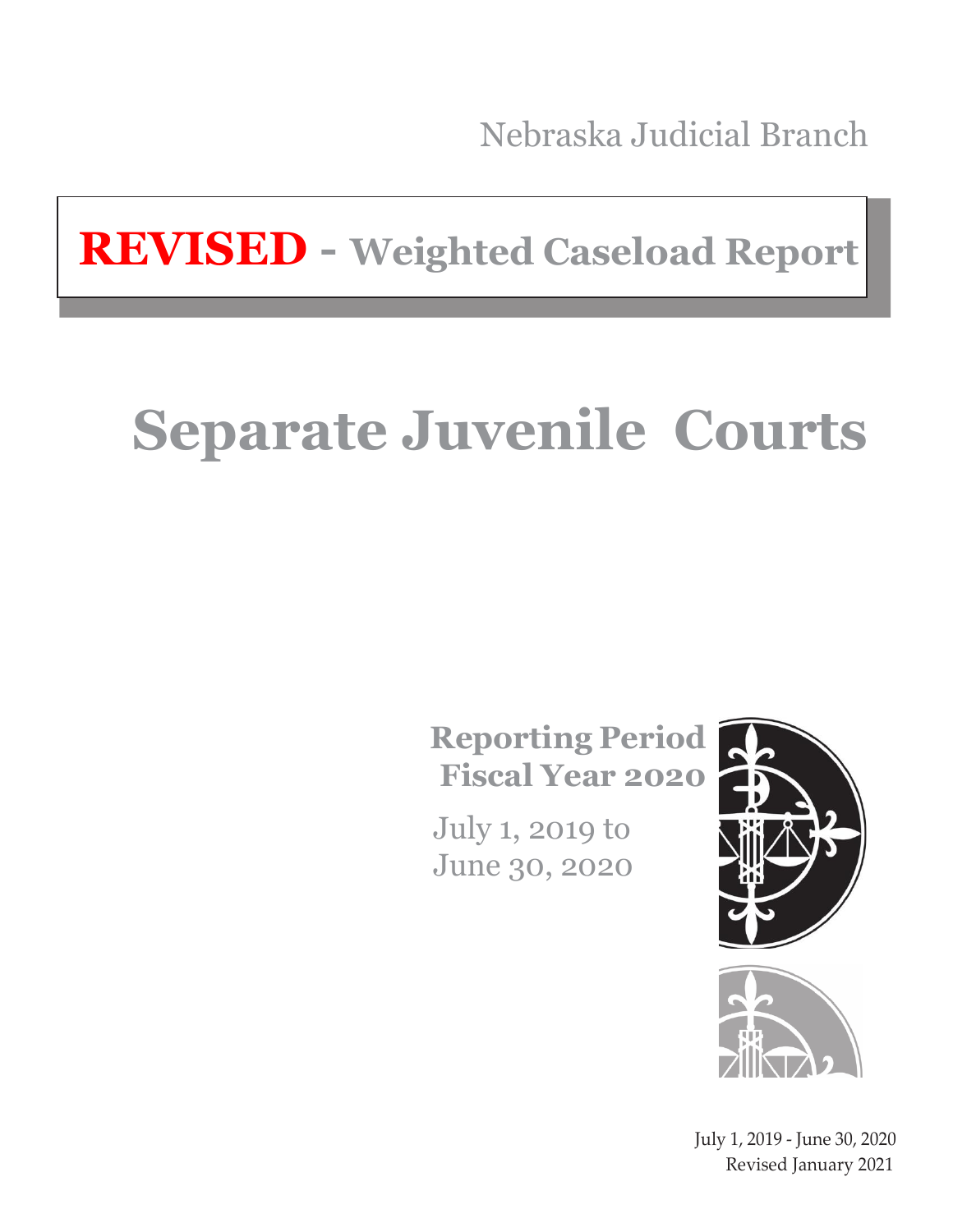Nebraska Judicial Branch

# REVISED - Weighted Caseload Report

# Separate Juvenile Courts

**Reporting Period**
**Fiscal Year 2020**

July 1, 2019 to
June 30, 2020

July 1, 2019 - June 30, 2020
Revised January 2021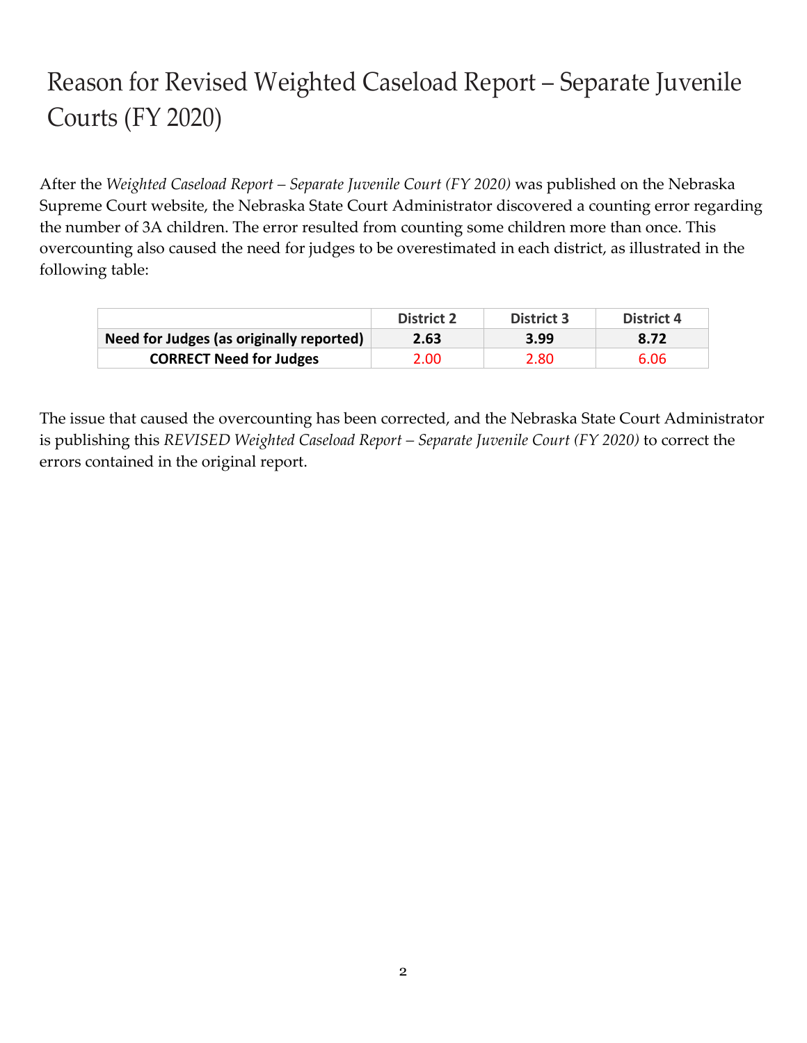# Reason for Revised Weighted Caseload Report – Separate Juvenile Courts (FY 2020)

After the *Weighted Caseload Report – Separate Juvenile Court (FY 2020)* was published on the Nebraska Supreme Court website, the Nebraska State Court Administrator discovered a counting error regarding the number of 3A children. The error resulted from counting some children more than once. This overcounting also caused the need for judges to be overestimated in each district, as illustrated in the following table:

| | District 2 | District 3 | District 4 |
|---|---|---|---|
| **Need for Judges (as originally reported)** | **2.63** | **3.99** | **8.72** |
| **CORRECT Need for Judges** | 2.00 | 2.80 | 6.06 |

The issue that caused the overcounting has been corrected, and the Nebraska State Court Administrator is publishing this *REVISED Weighted Caseload Report – Separate Juvenile Court (FY 2020)* to correct the errors contained in the original report.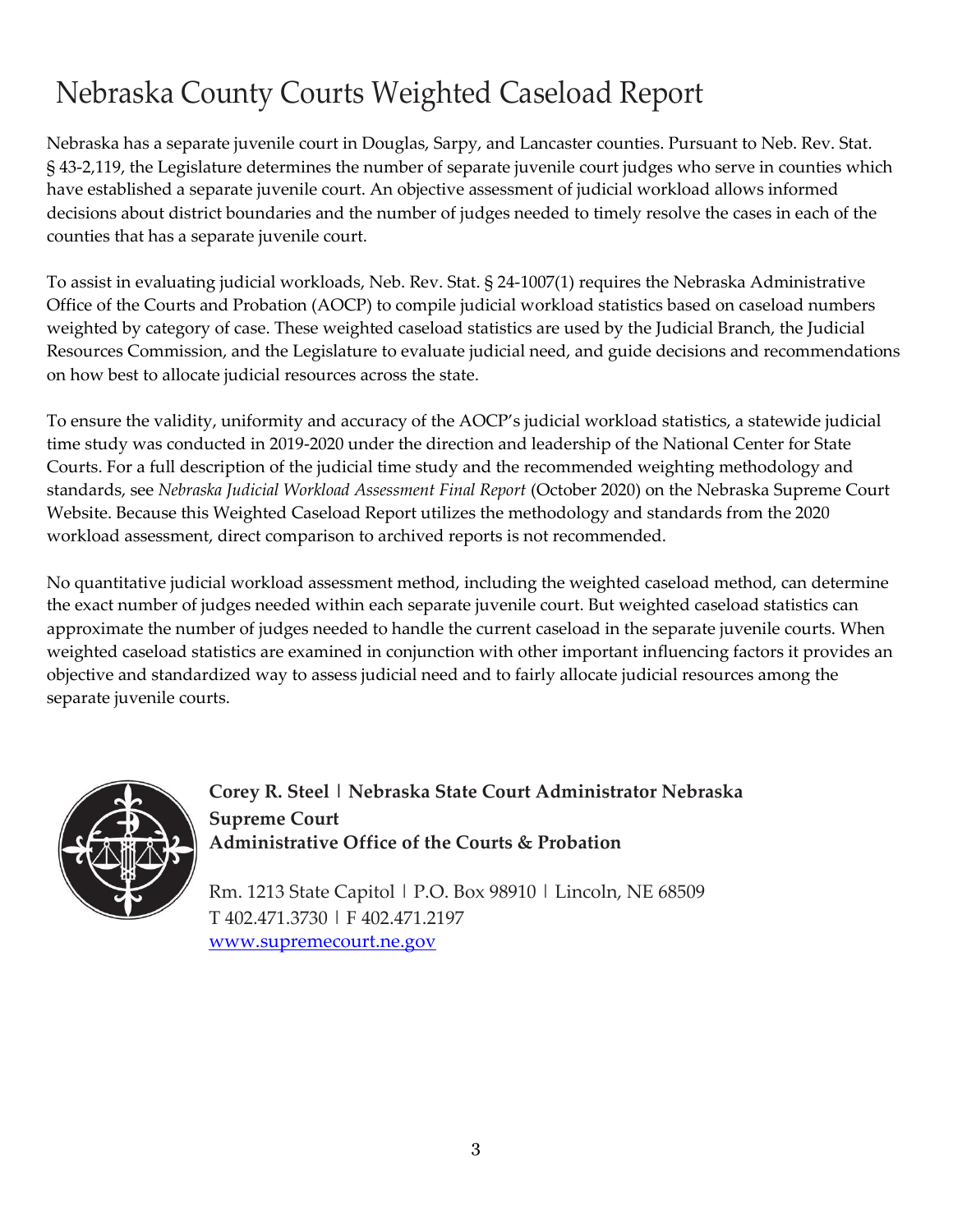# Nebraska County Courts Weighted Caseload Report

Nebraska has a separate juvenile court in Douglas, Sarpy, and Lancaster counties. Pursuant to Neb. Rev. Stat. § 43-2,119, the Legislature determines the number of separate juvenile court judges who serve in counties which have established a separate juvenile court. An objective assessment of judicial workload allows informed decisions about district boundaries and the number of judges needed to timely resolve the cases in each of the counties that has a separate juvenile court.

To assist in evaluating judicial workloads, Neb. Rev. Stat. § 24-1007(1) requires the Nebraska Administrative Office of the Courts and Probation (AOCP) to compile judicial workload statistics based on caseload numbers weighted by category of case. These weighted caseload statistics are used by the Judicial Branch, the Judicial Resources Commission, and the Legislature to evaluate judicial need, and guide decisions and recommendations on how best to allocate judicial resources across the state.

To ensure the validity, uniformity and accuracy of the AOCP's judicial workload statistics, a statewide judicial time study was conducted in 2019-2020 under the direction and leadership of the National Center for State Courts. For a full description of the judicial time study and the recommended weighting methodology and standards, see *Nebraska Judicial Workload Assessment Final Report* (October 2020) on the Nebraska Supreme Court Website. Because this Weighted Caseload Report utilizes the methodology and standards from the 2020 workload assessment, direct comparison to archived reports is not recommended.

No quantitative judicial workload assessment method, including the weighted caseload method, can determine the exact number of judges needed within each separate juvenile court. But weighted caseload statistics can approximate the number of judges needed to handle the current caseload in the separate juvenile courts. When weighted caseload statistics are examined in conjunction with other important influencing factors it provides an objective and standardized way to assess judicial need and to fairly allocate judicial resources among the separate juvenile courts.

**Corey R. Steel | Nebraska State Court Administrator Nebraska Supreme Court**
**Administrative Office of the Courts & Probation**

Rm. 1213 State Capitol | P.O. Box 98910 | Lincoln, NE 68509
T 402.471.3730 | F 402.471.2197
[www.supremecourt.ne.gov](http://www.supremecourt.ne.gov)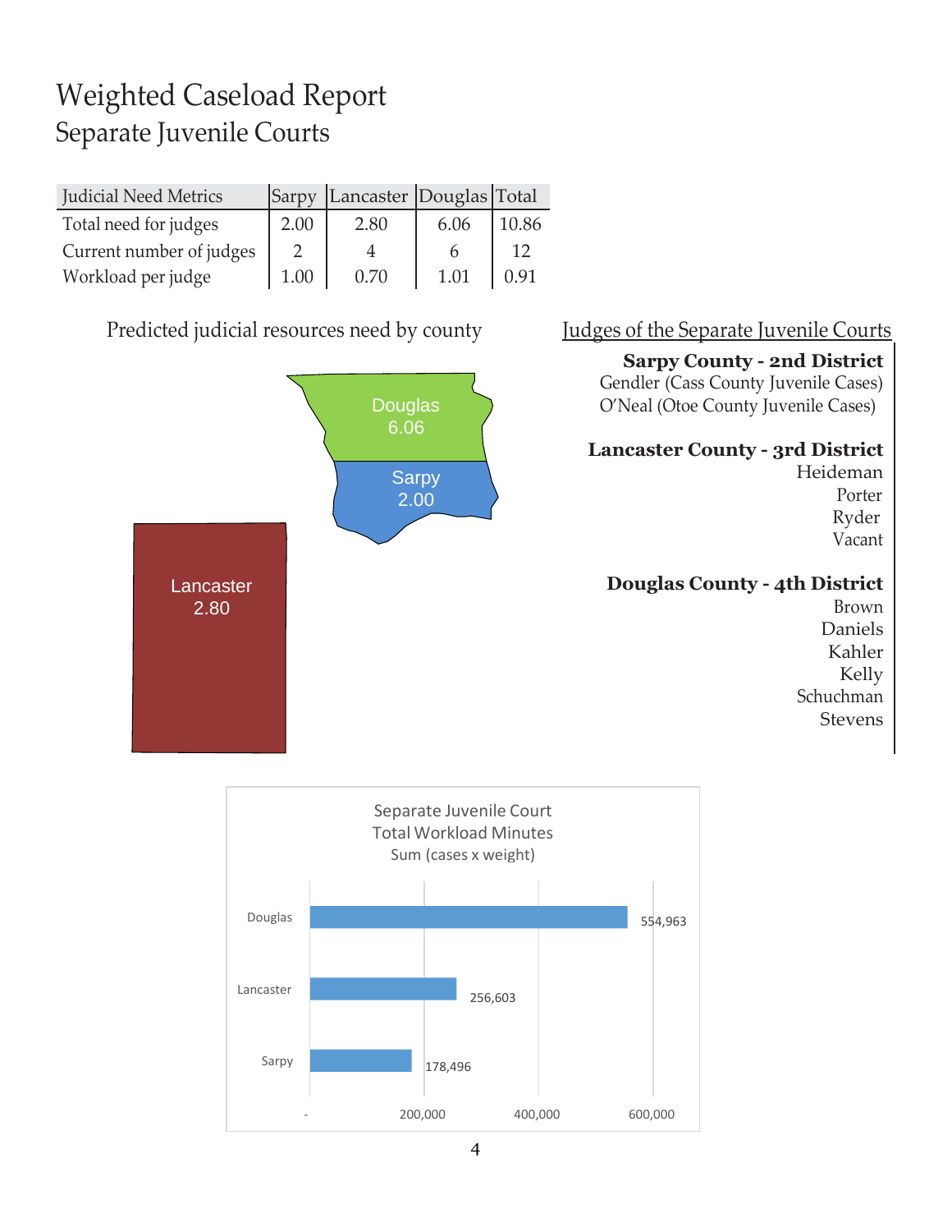# Weighted Caseload Report

## Separate Juvenile Courts

| Judicial Need Metrics | Sarpy | Lancaster | Douglas | Total |
|---|---|---|---|---|
| Total need for judges | 2.00 | 2.80 | 6.06 | 10.86 |
| Current number of judges | 2 | 4 | 6 | 12 |
| Workload per judge | 1.00 | 0.70 | 1.01 | 0.91 |

Predicted judicial resources need by county

Douglas 6.06

Sarpy 2.00

Lancaster 2.80

Judges of the Separate Juvenile Courts

**Sarpy County - 2nd District**
Gendler (Cass County Juvenile Cases)
O'Neal (Otoe County Juvenile Cases)

**Lancaster County - 3rd District**
Heideman
Porter
Ryder
Vacant

**Douglas County - 4th District**
Brown
Daniels
Kahler
Kelly
Schuchman
Stevens

Separate Juvenile Court
Total Workload Minutes
Sum (cases x weight)

| County | Total Workload Minutes |
|---|---|
| Douglas | 554,963 |
| Lancaster | 256,603 |
| Sarpy | 178,496 |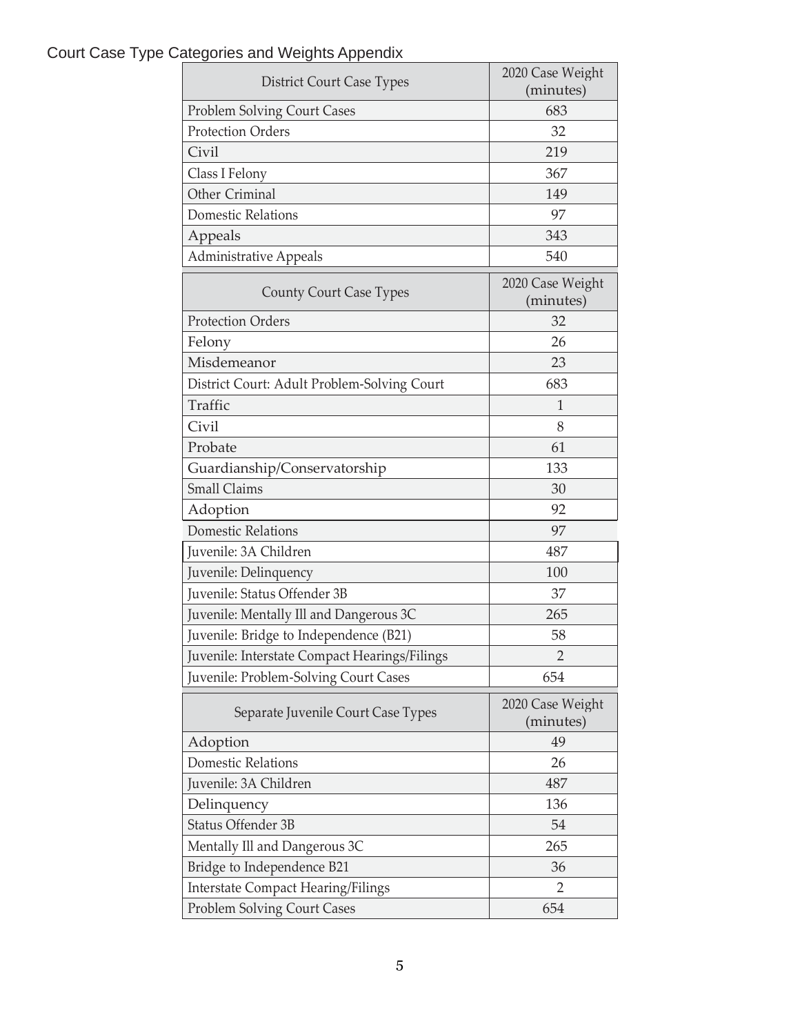Court Case Type Categories and Weights Appendix

| District Court Case Types | 2020 Case Weight (minutes) |
| --- | --- |
| Problem Solving Court Cases | 683 |
| Protection Orders | 32 |
| Civil | 219 |
| Class I Felony | 367 |
| Other Criminal | 149 |
| Domestic Relations | 97 |
| Appeals | 343 |
| Administrative Appeals | 540 |

| County Court Case Types | 2020 Case Weight (minutes) |
| --- | --- |
| Protection Orders | 32 |
| Felony | 26 |
| Misdemeanor | 23 |
| District Court: Adult Problem-Solving Court | 683 |
| Traffic | 1 |
| Civil | 8 |
| Probate | 61 |
| Guardianship/Conservatorship | 133 |
| Small Claims | 30 |
| Adoption | 92 |
| Domestic Relations | 97 |
| Juvenile: 3A Children | 487 |
| Juvenile: Delinquency | 100 |
| Juvenile: Status Offender 3B | 37 |
| Juvenile: Mentally Ill and Dangerous 3C | 265 |
| Juvenile: Bridge to Independence (B21) | 58 |
| Juvenile: Interstate Compact Hearings/Filings | 2 |
| Juvenile: Problem-Solving Court Cases | 654 |

| Separate Juvenile Court Case Types | 2020 Case Weight (minutes) |
| --- | --- |
| Adoption | 49 |
| Domestic Relations | 26 |
| Juvenile: 3A Children | 487 |
| Delinquency | 136 |
| Status Offender 3B | 54 |
| Mentally Ill and Dangerous 3C | 265 |
| Bridge to Independence B21 | 36 |
| Interstate Compact Hearing/Filings | 2 |
| Problem Solving Court Cases | 654 |